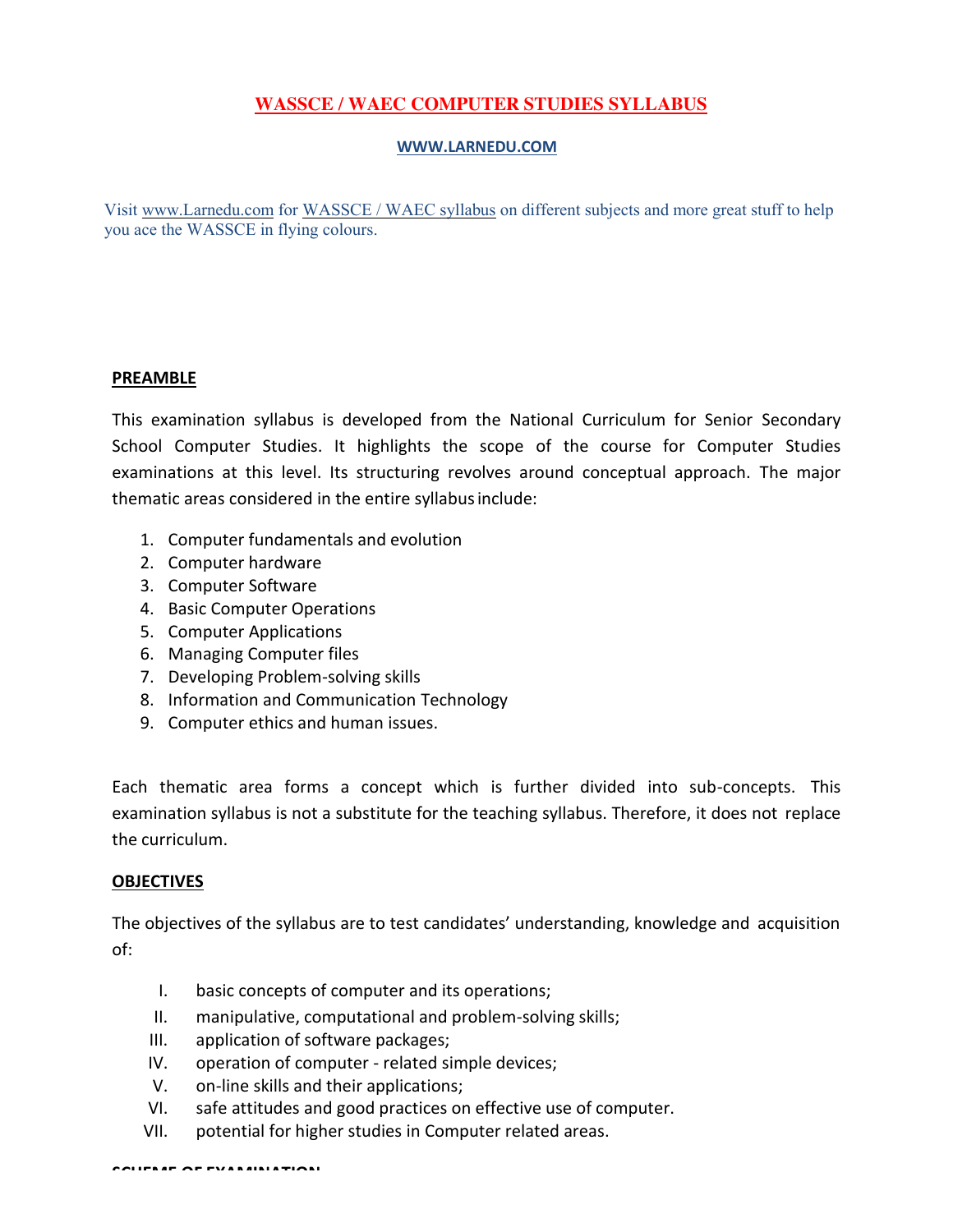# WASSCE / WAEC COMPUTER STUDIES SYLLABUS

**WWW.LARNEDU.COM**

Visit www.Larnedu.com for WASSCE / WAEC syllabus on different subjects and more great stuff to help you ace the WASSCE in flying colours.

## PREAMBLE

This examination syllabus is developed from the National Curriculum for Senior Secondary School Computer Studies. It highlights the scope of the course for Computer Studies examinations at this level. Its structuring revolves around conceptual approach. The major thematic areas considered in the entire syllabus include:

1. Computer fundamentals and evolution
2. Computer hardware
3. Computer Software
4. Basic Computer Operations
5. Computer Applications
6. Managing Computer files
7. Developing Problem-solving skills
8. Information and Communication Technology
9. Computer ethics and human issues.

Each thematic area forms a concept which is further divided into sub-concepts. This examination syllabus is not a substitute for the teaching syllabus. Therefore, it does not replace the curriculum.

## OBJECTIVES

The objectives of the syllabus are to test candidates' understanding, knowledge and acquisition of:

I. basic concepts of computer and its operations;
II. manipulative, computational and problem-solving skills;
III. application of software packages;
IV. operation of computer - related simple devices;
V. on-line skills and their applications;
VI. safe attitudes and good practices on effective use of computer.
VII. potential for higher studies in Computer related areas.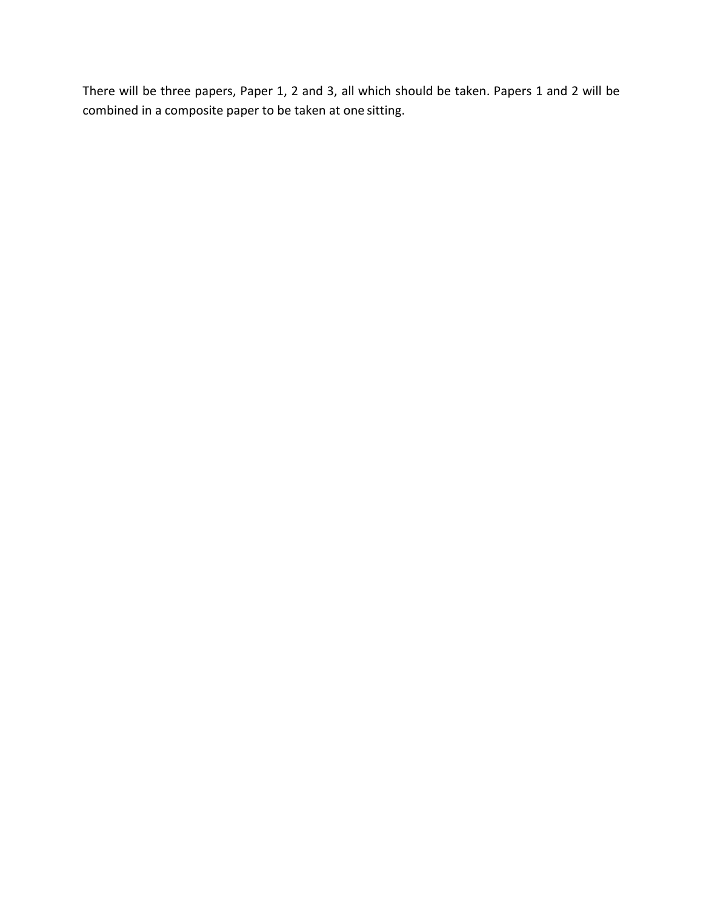There will be three papers, Paper 1, 2 and 3, all which should be taken. Papers 1 and 2 will be combined in a composite paper to be taken at one sitting.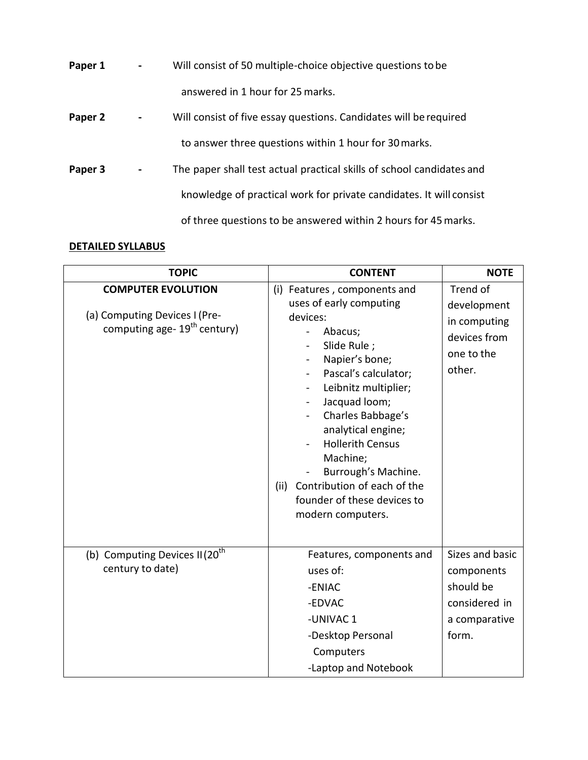**Paper 1** - Will consist of 50 multiple-choice objective questions to be answered in 1 hour for 25 marks.

**Paper 2** - Will consist of five essay questions. Candidates will be required to answer three questions within 1 hour for 30 marks.

**Paper 3** - The paper shall test actual practical skills of school candidates and knowledge of practical work for private candidates. It will consist of three questions to be answered within 2 hours for 45 marks.

**DETAILED SYLLABUS**

| TOPIC | CONTENT | NOTE |
|---|---|---|
| **COMPUTER EVOLUTION**<br><br>(a) Computing Devices I (Pre-computing age- 19th century) | (i) Features , components and uses of early computing devices:<br>- Abacus;<br>- Slide Rule ;<br>- Napier's bone;<br>- Pascal's calculator;<br>- Leibnitz multiplier;<br>- Jacquad loom;<br>- Charles Babbage's analytical engine;<br>- Hollerith Census Machine;<br>- Burrough's Machine.<br>(ii) Contribution of each of the founder of these devices to modern computers. | Trend of development in computing devices from one to the other. |
| (b) Computing Devices II (20th century to date) | Features, components and uses of:<br>-ENIAC<br>-EDVAC<br>-UNIVAC 1<br>-Desktop Personal Computers<br>-Laptop and Notebook | Sizes and basic components should be considered in a comparative form. |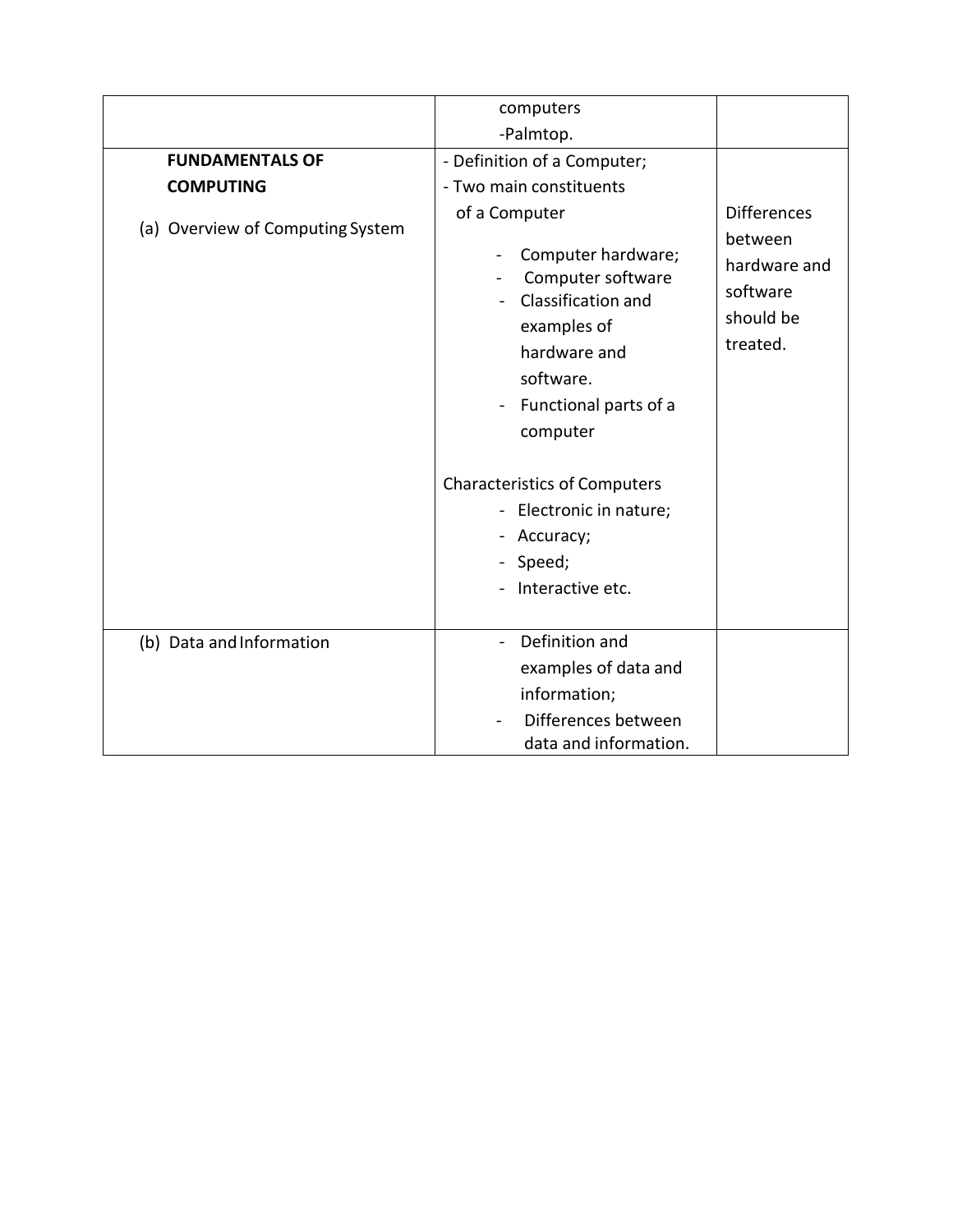| | | |
|---|---|---|
| | computers<br>-Palmtop. | |
| **FUNDAMENTALS OF COMPUTING**<br><br>(a) Overview of Computing System | - Definition of a Computer;<br>- Two main constituents of a Computer<br>- Computer hardware;<br>- Computer software<br>- Classification and examples of hardware and software.<br>- Functional parts of a computer<br><br>Characteristics of Computers<br>- Electronic in nature;<br>- Accuracy;<br>- Speed;<br>- Interactive etc. | Differences between hardware and software should be treated. |
| (b) Data and Information | - Definition and examples of data and information;<br>- Differences between data and information. | |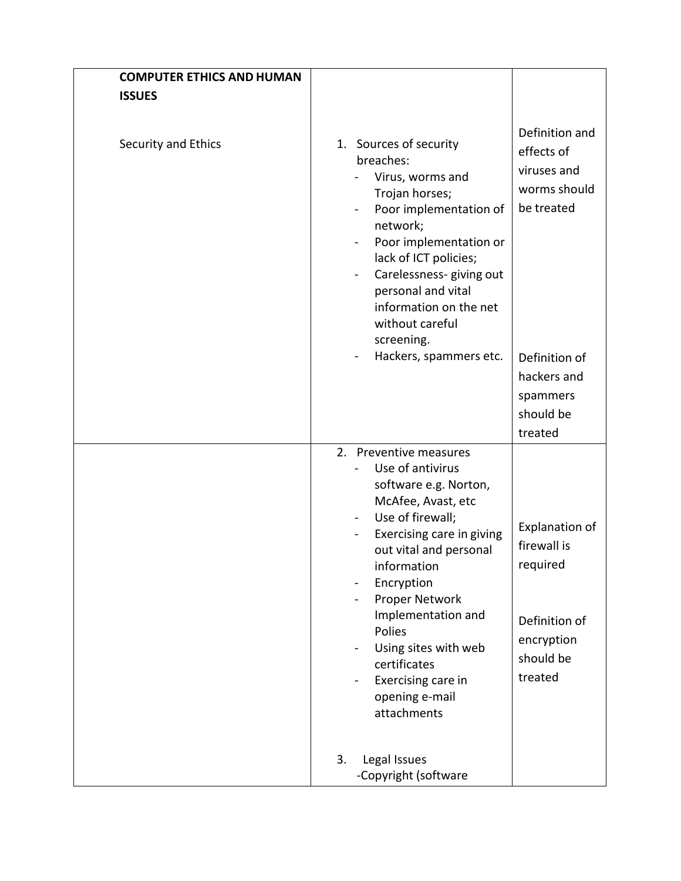| | | |
|---|---|---|
| **COMPUTER ETHICS AND HUMAN ISSUES**<br><br>Security and Ethics | 1. Sources of security breaches:<br>- Virus, worms and Trojan horses;<br>- Poor implementation of network;<br>- Poor implementation or lack of ICT policies;<br>- Carelessness- giving out personal and vital information on the net without careful screening.<br>- Hackers, spammers etc. | Definition and effects of viruses and worms should be treated<br><br>Definition of hackers and spammers should be treated |
| | 2. Preventive measures<br>- Use of antivirus software e.g. Norton, McAfee, Avast, etc<br>- Use of firewall;<br>- Exercising care in giving out vital and personal information<br>- Encryption<br>- Proper Network Implementation and Polies<br>- Using sites with web certificates<br>- Exercising care in opening e-mail attachments<br><br>3. Legal Issues<br>-Copyright (software | Explanation of firewall is required<br><br>Definition of encryption should be treated |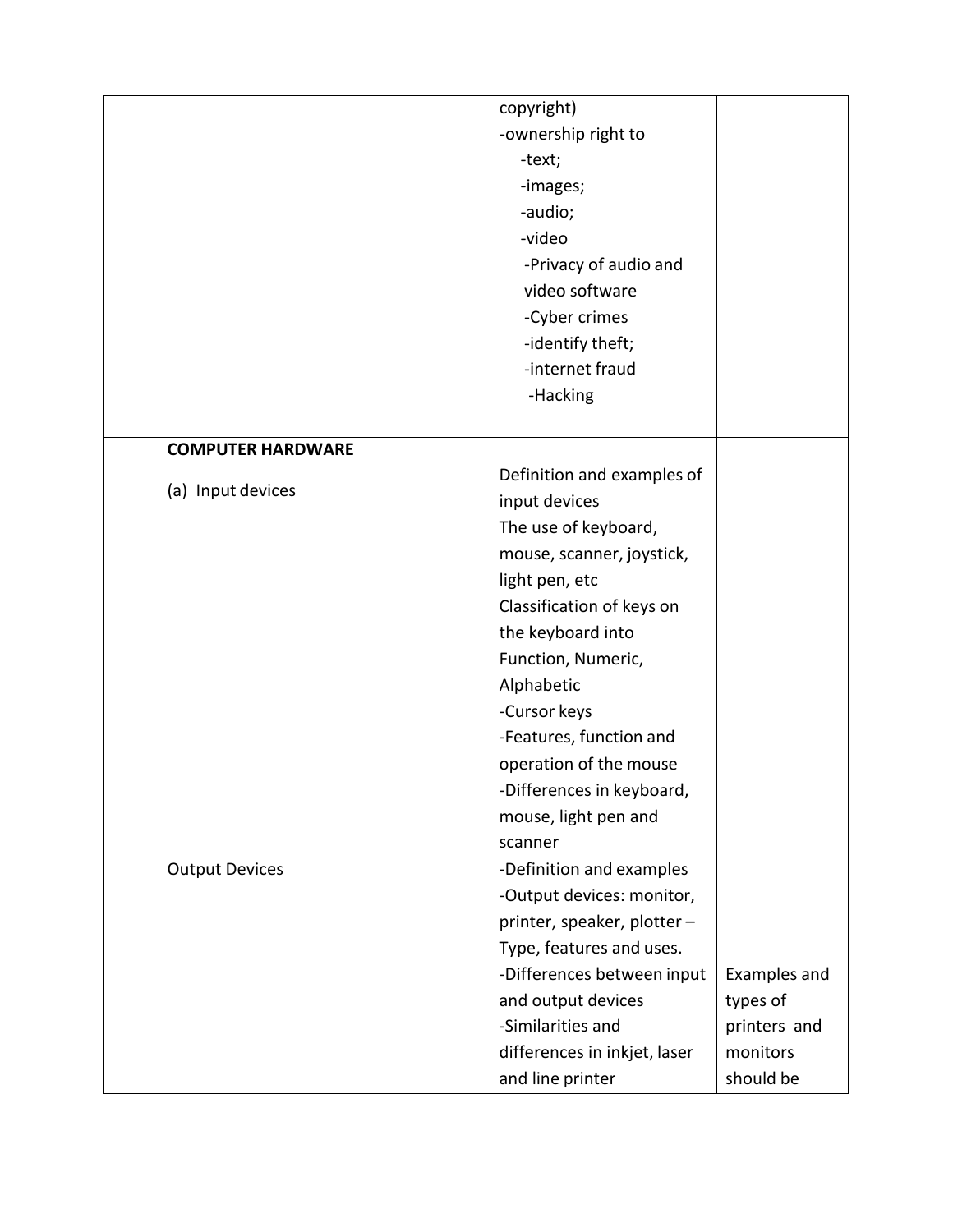| | | |
|---|---|---|
| | copyright)<br>-ownership right to<br>-text;<br>-images;<br>-audio;<br>-video<br>-Privacy of audio and video software<br>-Cyber crimes<br>-identify theft;<br>-internet fraud<br>-Hacking | |
| **COMPUTER HARDWARE**<br><br>(a) Input devices | Definition and examples of input devices<br>The use of keyboard, mouse, scanner, joystick, light pen, etc<br>Classification of keys on the keyboard into Function, Numeric, Alphabetic<br>-Cursor keys<br>-Features, function and operation of the mouse<br>-Differences in keyboard, mouse, light pen and scanner | |
| Output Devices | -Definition and examples<br>-Output devices: monitor, printer, speaker, plotter – Type, features and uses.<br>-Differences between input and output devices<br>-Similarities and differences in inkjet, laser and line printer | Examples and types of printers and monitors should be |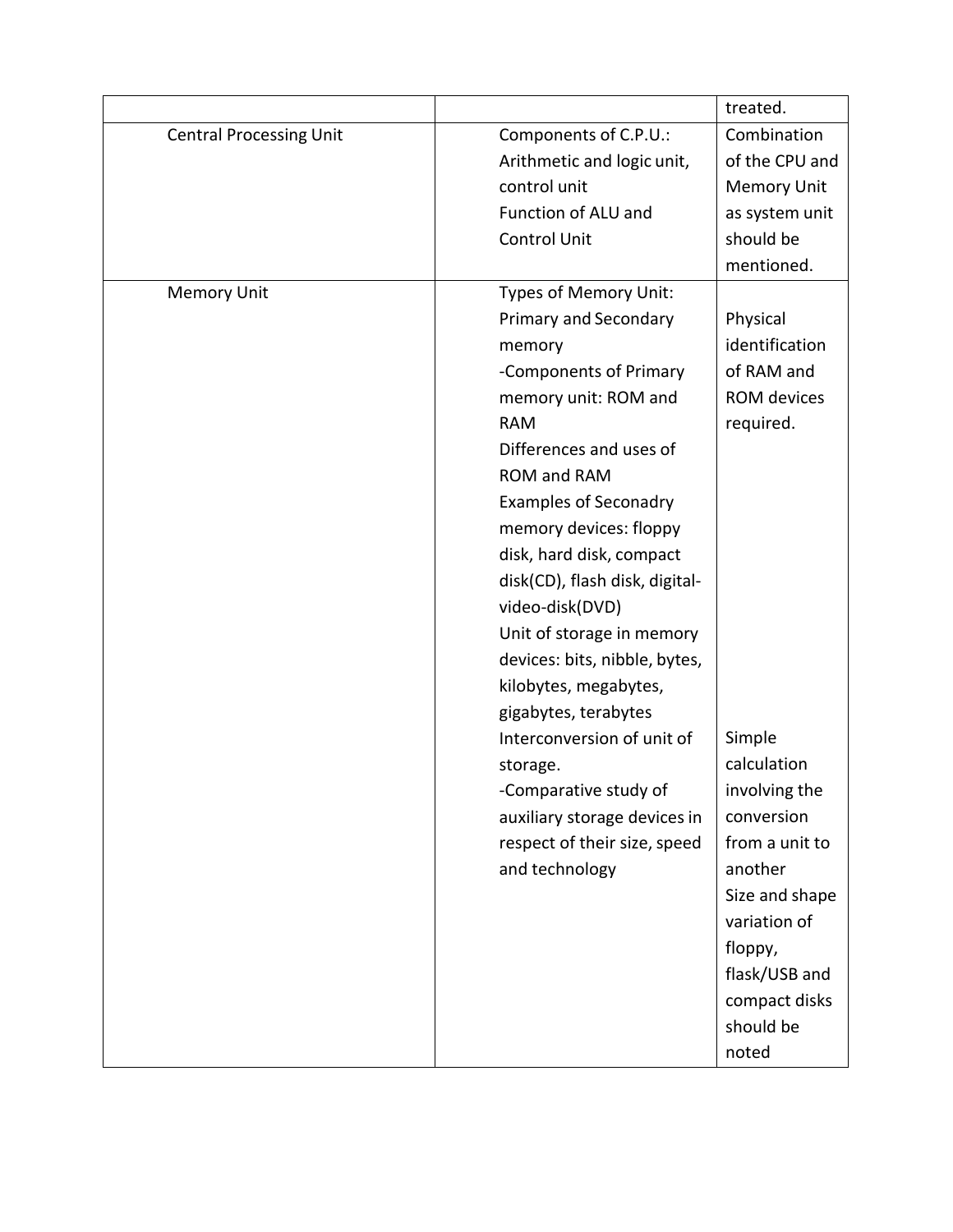| | | |
|---|---|---|
| | | treated. |
| Central Processing Unit | Components of C.P.U.: Arithmetic and logic unit, control unit<br>Function of ALU and Control Unit | Combination of the CPU and Memory Unit as system unit should be mentioned. |
| Memory Unit | Types of Memory Unit: Primary and Secondary memory<br>-Components of Primary memory unit: ROM and RAM<br>Differences and uses of ROM and RAM<br>Examples of Seconadry memory devices: floppy disk, hard disk, compact disk(CD), flash disk, digital-video-disk(DVD)<br>Unit of storage in memory devices: bits, nibble, bytes, kilobytes, megabytes, gigabytes, terabytes<br>Interconversion of unit of storage.<br>-Comparative study of auxiliary storage devices in respect of their size, speed and technology | Physical identification of RAM and ROM devices required.<br>Simple calculation involving the conversion from a unit to another<br>Size and shape variation of floppy, flask/USB and compact disks should be noted |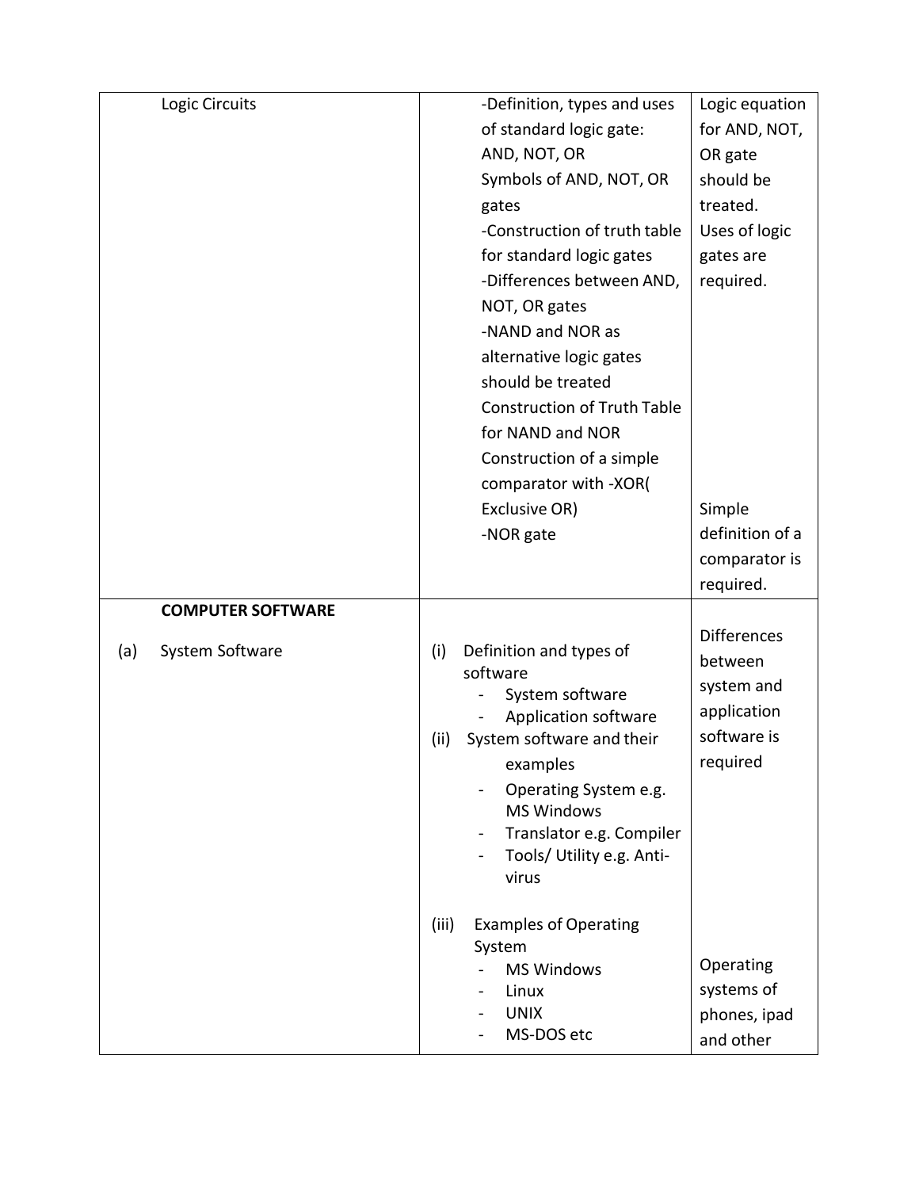| | | |
|---|---|---|
| Logic Circuits | -Definition, types and uses of standard logic gate: AND, NOT, OR<br>Symbols of AND, NOT, OR gates<br>-Construction of truth table for standard logic gates<br>-Differences between AND, NOT, OR gates<br>-NAND and NOR as alternative logic gates should be treated<br>Construction of Truth Table for NAND and NOR<br>Construction of a simple comparator with -XOR( Exclusive OR)<br>-NOR gate | Logic equation for AND, NOT, OR gate should be treated.<br>Uses of logic gates are required.<br><br>Simple definition of a comparator is required. |
| **COMPUTER SOFTWARE**<br><br>(a) System Software | (i) Definition and types of software<br>- System software<br>- Application software<br>(ii) System software and their examples<br>- Operating System e.g. MS Windows<br>- Translator e.g. Compiler<br>- Tools/ Utility e.g. Anti-virus<br><br>(iii) Examples of Operating System<br>- MS Windows<br>- Linux<br>- UNIX<br>- MS-DOS etc | Differences between system and application software is required<br><br>Operating systems of phones, ipad and other |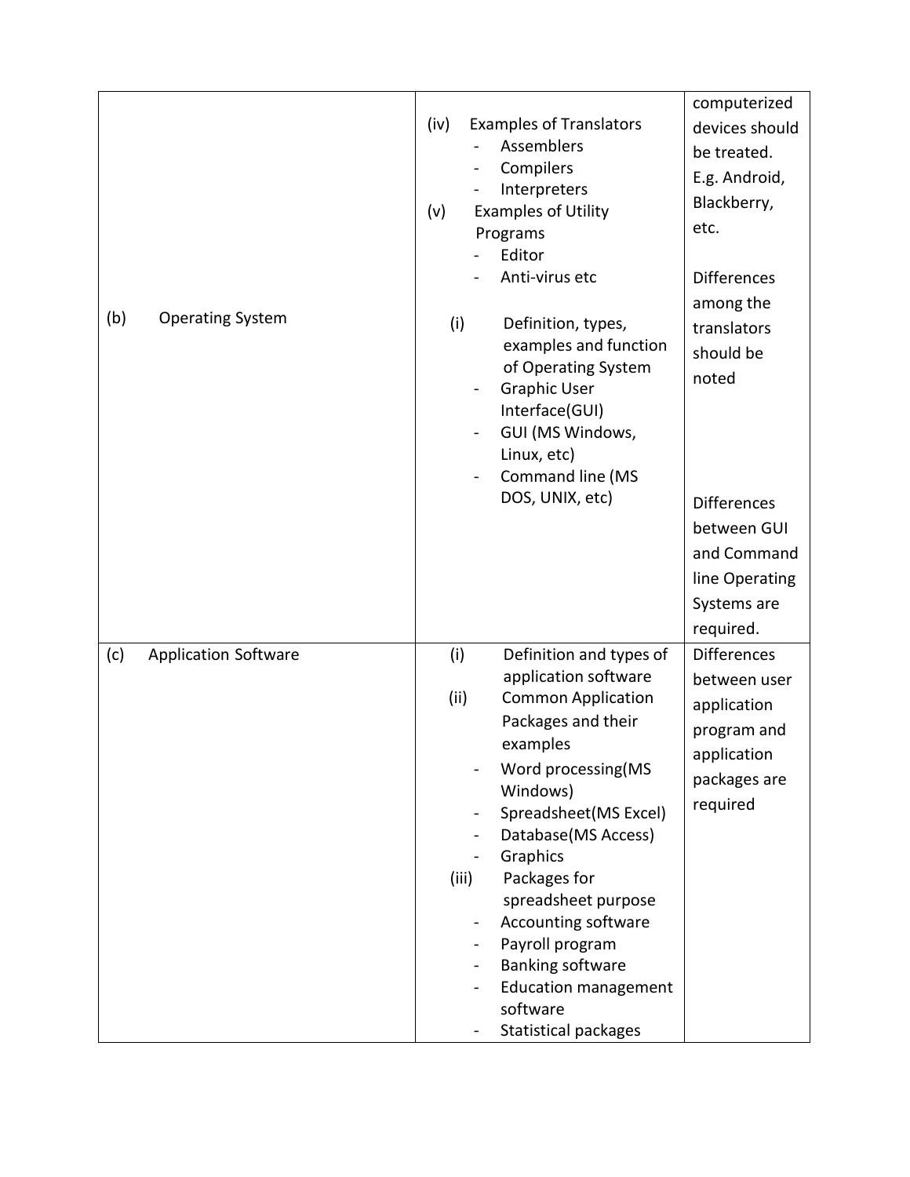| | | |
|---|---|---|
| | (iv) Examples of Translators<br>- Assemblers<br>- Compilers<br>- Interpreters<br>(v) Examples of Utility Programs<br>- Editor<br>- Anti-virus etc | computerized devices should be treated. E.g. Android, Blackberry, etc.<br><br>Differences among the translators should be noted |
| (b) Operating System | (i) Definition, types, examples and function of Operating System<br>- Graphic User Interface(GUI)<br>- GUI (MS Windows, Linux, etc)<br>- Command line (MS DOS, UNIX, etc) | Differences between GUI and Command line Operating Systems are required. |
| (c) Application Software | (i) Definition and types of application software<br>(ii) Common Application Packages and their examples<br>- Word processing(MS Windows)<br>- Spreadsheet(MS Excel)<br>- Database(MS Access)<br>- Graphics<br>(iii) Packages for spreadsheet purpose<br>- Accounting software<br>- Payroll program<br>- Banking software<br>- Education management software<br>- Statistical packages | Differences between user application program and application packages are required |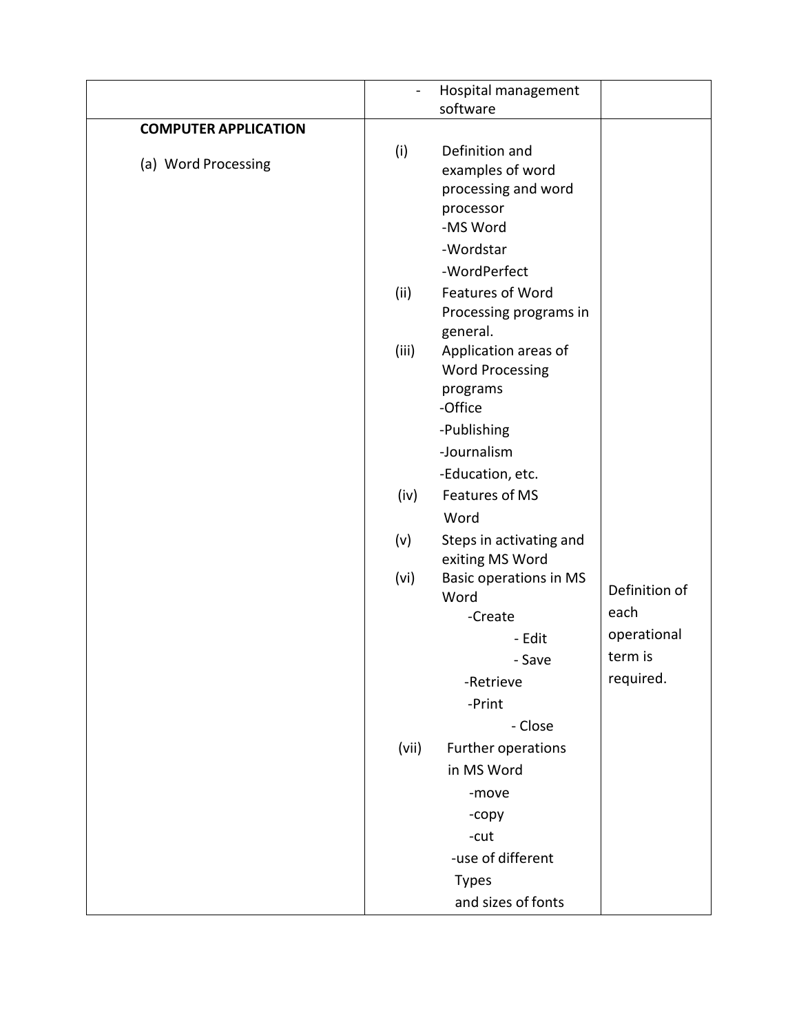| | | |
|---|---|---|
| | - Hospital management software | |
| **COMPUTER APPLICATION**<br><br>(a) Word Processing | (i) Definition and examples of word processing and word processor<br>-MS Word<br>-Wordstar<br>-WordPerfect<br>(ii) Features of Word Processing programs in general.<br>(iii) Application areas of Word Processing programs<br>-Office<br>-Publishing<br>-Journalism<br>-Education, etc.<br>(iv) Features of MS Word<br>(v) Steps in activating and exiting MS Word<br>(vi) Basic operations in MS Word<br>-Create<br>- Edit<br>- Save<br>-Retrieve<br>-Print<br>- Close<br>(vii) Further operations in MS Word<br>-move<br>-copy<br>-cut<br>-use of different Types and sizes of fonts | Definition of each operational term is required. |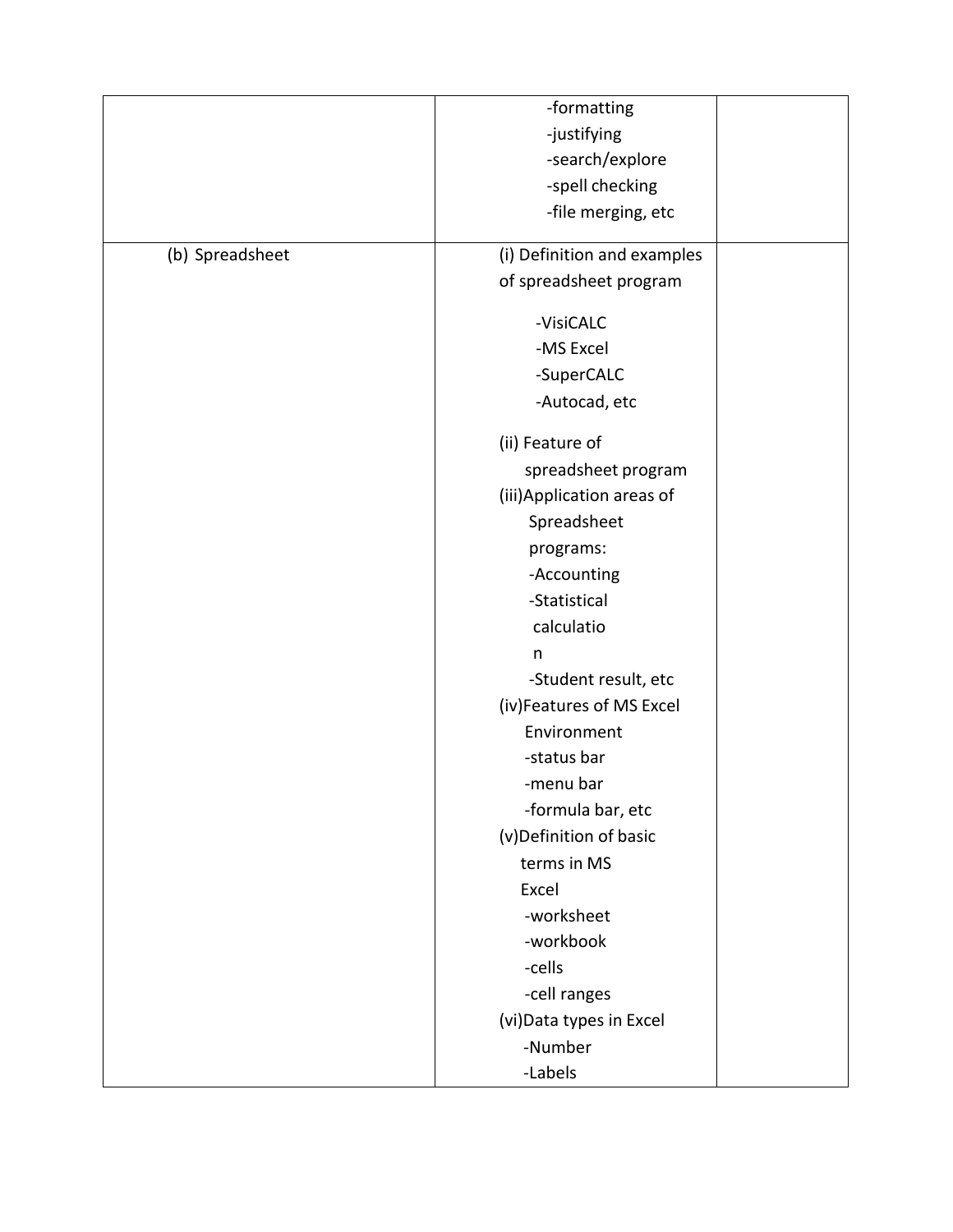| | | |
|---|---|---|
| | -formatting<br>-justifying<br>-search/explore<br>-spell checking<br>-file merging, etc | |
| (b) Spreadsheet | (i) Definition and examples of spreadsheet program<br>-VisiCALC<br>-MS Excel<br>-SuperCALC<br>-Autocad, etc<br>(ii) Feature of spreadsheet program<br>(iii)Application areas of Spreadsheet programs:<br>-Accounting<br>-Statistical calculation<br>-Student result, etc<br>(iv)Features of MS Excel Environment<br>-status bar<br>-menu bar<br>-formula bar, etc<br>(v)Definition of basic terms in MS Excel<br>-worksheet<br>-workbook<br>-cells<br>-cell ranges<br>(vi)Data types in Excel<br>-Number<br>-Labels | |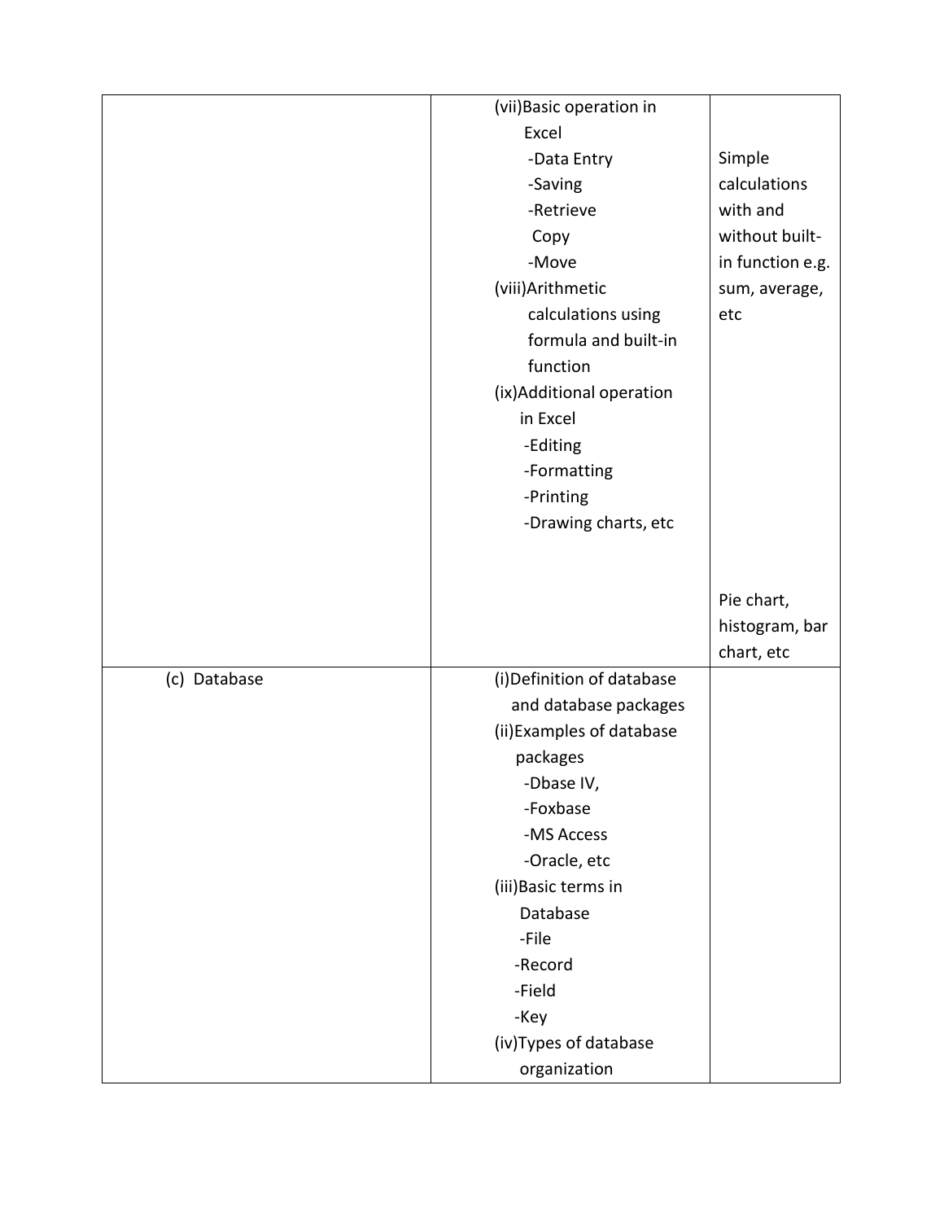| | | |
|---|---|---|
| | (vii)Basic operation in Excel<br>-Data Entry<br>-Saving<br>-Retrieve<br>Copy<br>-Move<br>(viii)Arithmetic calculations using formula and built-in function<br>(ix)Additional operation in Excel<br>-Editing<br>-Formatting<br>-Printing<br>-Drawing charts, etc | Simple calculations with and without built-in function e.g. sum, average, etc<br><br>Pie chart, histogram, bar chart, etc |
| (c) Database | (i)Definition of database and database packages<br>(ii)Examples of database packages<br>-Dbase IV,<br>-Foxbase<br>-MS Access<br>-Oracle, etc<br>(iii)Basic terms in Database<br>-File<br>-Record<br>-Field<br>-Key<br>(iv)Types of database organization | |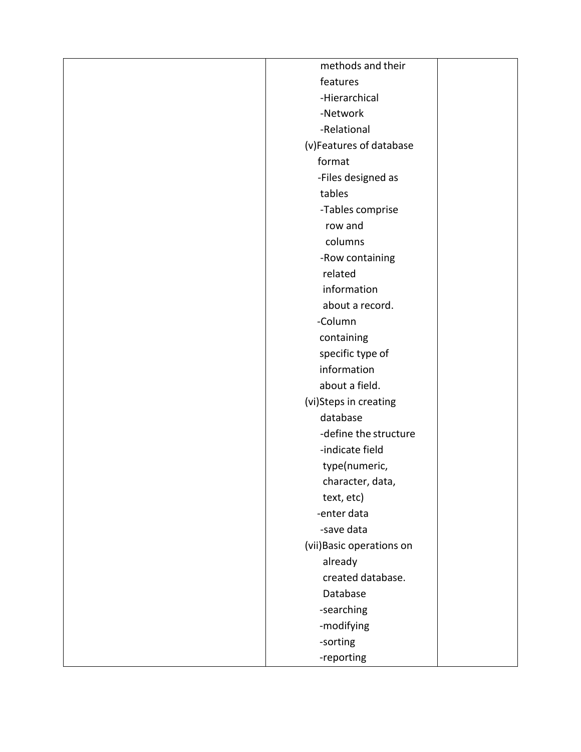|  |  |  |
| --- | --- | --- |
|  | methods and their features<br>-Hierarchical<br>-Network<br>-Relational<br>(v)Features of database format<br>-Files designed as tables<br>-Tables comprise row and columns<br>-Row containing related information about a record.<br>-Column containing specific type of information about a field.<br>(vi)Steps in creating database<br>-define the structure<br>-indicate field type(numeric, character, data, text, etc)<br>-enter data<br>-save data<br>(vii)Basic operations on already created database. Database<br>-searching<br>-modifying<br>-sorting<br>-reporting |  |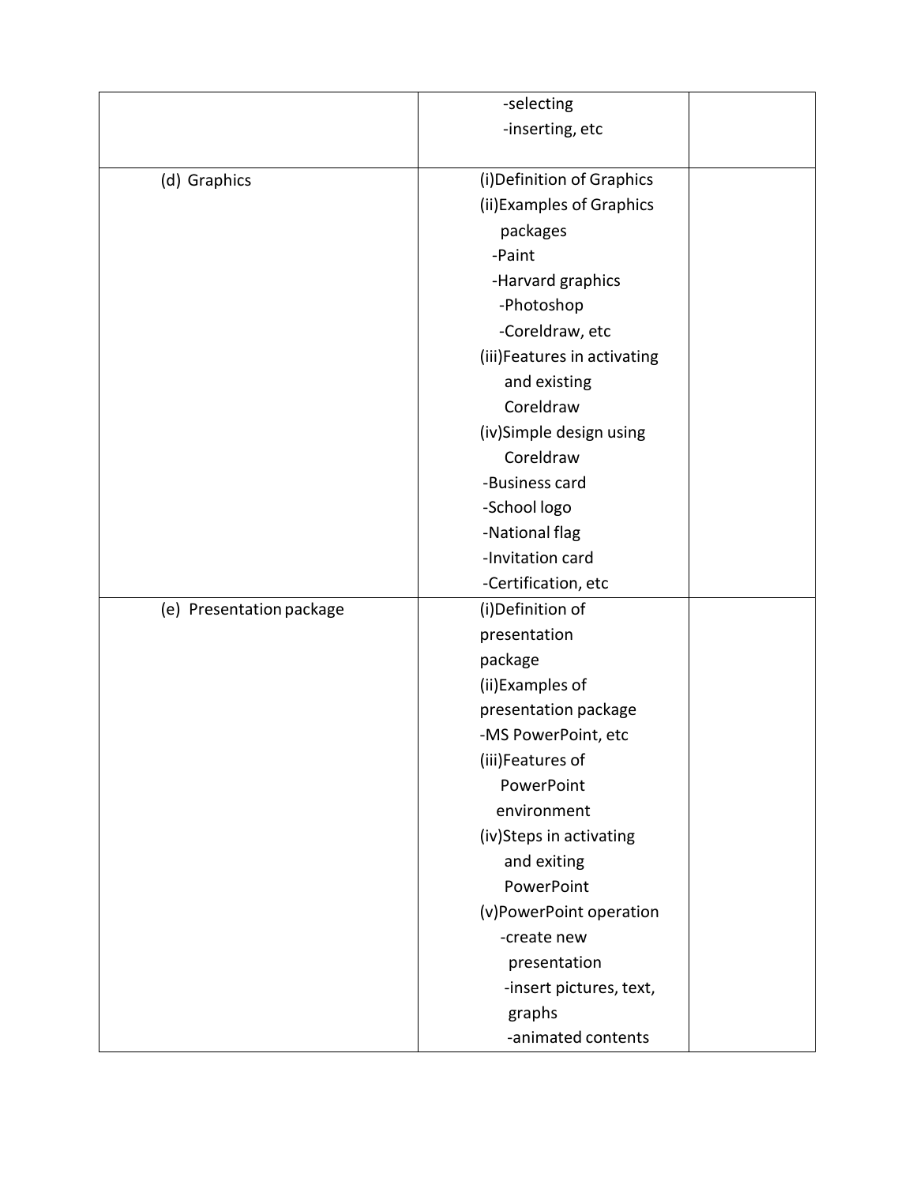|  |  |  |
|---|---|---|
|  | -selecting<br>-inserting, etc |  |
| (d) Graphics | (i)Definition of Graphics<br>(ii)Examples of Graphics packages<br>-Paint<br>-Harvard graphics<br>-Photoshop<br>-Coreldraw, etc<br>(iii)Features in activating and existing Coreldraw<br>(iv)Simple design using Coreldraw<br>-Business card<br>-School logo<br>-National flag<br>-Invitation card<br>-Certification, etc |  |
| (e) Presentation package | (i)Definition of presentation package<br>(ii)Examples of presentation package<br>-MS PowerPoint, etc<br>(iii)Features of PowerPoint environment<br>(iv)Steps in activating and exiting PowerPoint<br>(v)PowerPoint operation<br>-create new presentation<br>-insert pictures, text, graphs<br>-animated contents |  |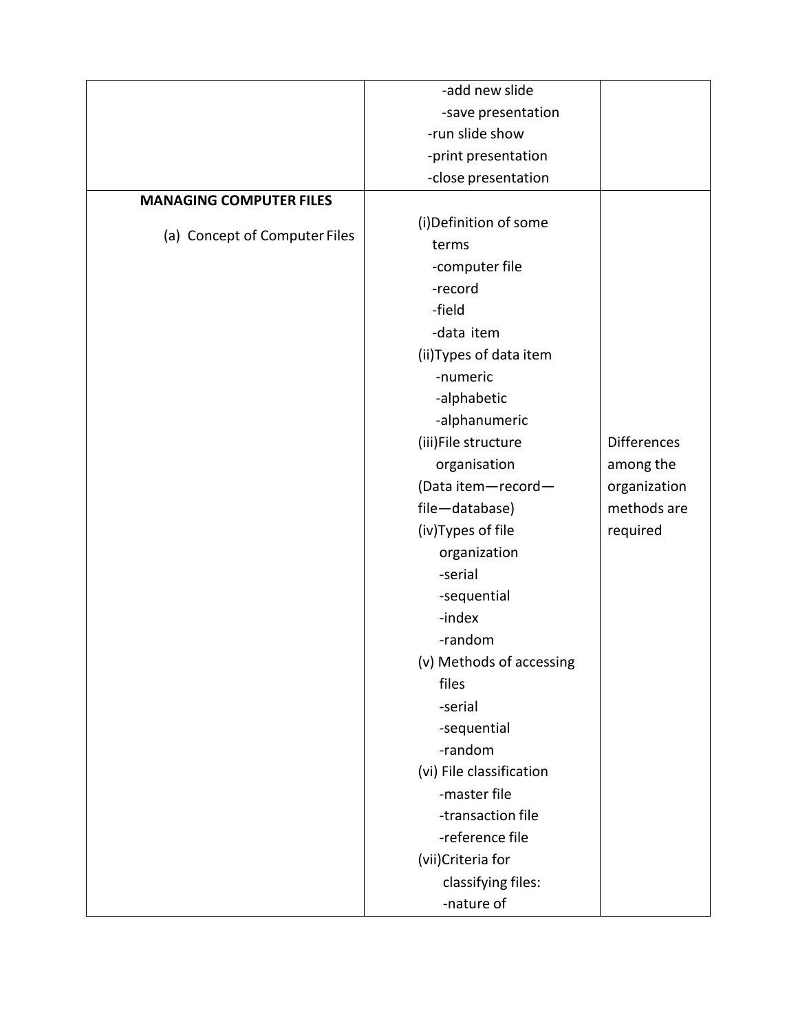| | | |
|---|---|---|
| | -add new slide<br>-save presentation<br>-run slide show<br>-print presentation<br>-close presentation | |
| **MANAGING COMPUTER FILES**<br><br>(a) Concept of Computer Files | (i)Definition of some terms<br>-computer file<br>-record<br>-field<br>-data item<br>(ii)Types of data item<br>-numeric<br>-alphabetic<br>-alphanumeric<br>(iii)File structure organisation<br>(Data item—record—file—database)<br>(iv)Types of file organization<br>-serial<br>-sequential<br>-index<br>-random<br>(v) Methods of accessing files<br>-serial<br>-sequential<br>-random<br>(vi) File classification<br>-master file<br>-transaction file<br>-reference file<br>(vii)Criteria for classifying files:<br>-nature of | Differences among the organization methods are required |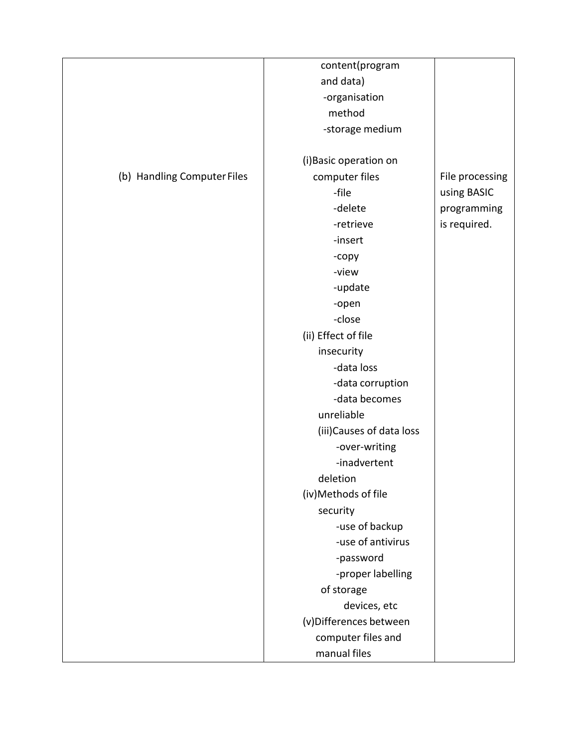| | | |
|---|---|---|
| (b) Handling Computer Files | content(program and data)<br>-organisation method<br>-storage medium<br><br>(i)Basic operation on computer files<br>-file<br>-delete<br>-retrieve<br>-insert<br>-copy<br>-view<br>-update<br>-open<br>-close<br>(ii) Effect of file insecurity<br>-data loss<br>-data corruption<br>-data becomes unreliable<br>(iii)Causes of data loss<br>-over-writing<br>-inadvertent deletion<br>(iv)Methods of file security<br>-use of backup<br>-use of antivirus<br>-password<br>-proper labelling of storage devices, etc<br>(v)Differences between computer files and manual files | File processing using BASIC programming is required. |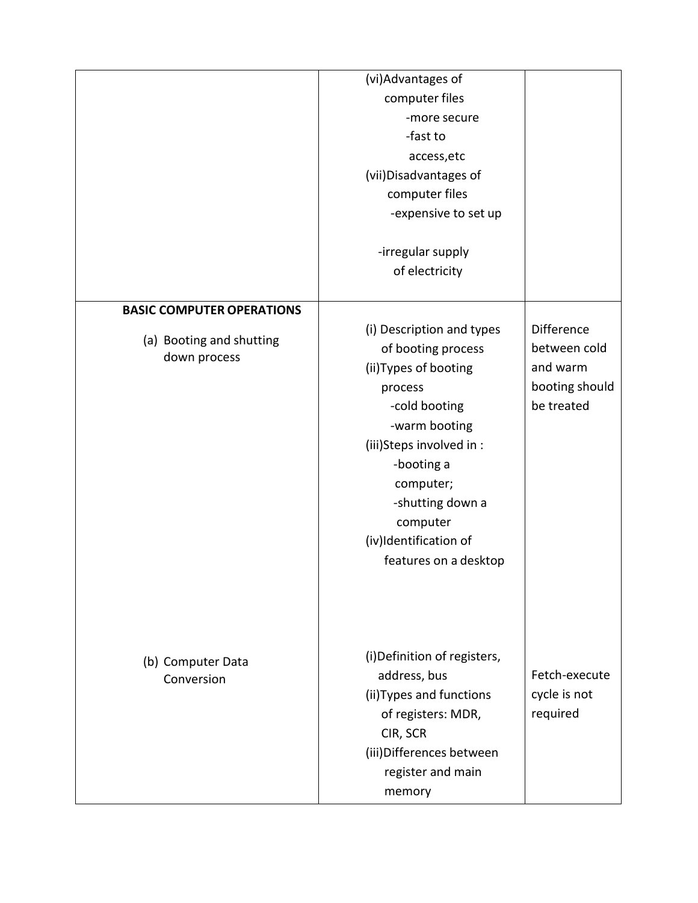| | | |
|---|---|---|
| | (vi)Advantages of computer files<br>-more secure<br>-fast to access,etc<br>(vii)Disadvantages of computer files<br>-expensive to set up<br><br>-irregular supply of electricity | |
| **BASIC COMPUTER OPERATIONS**<br><br>(a) Booting and shutting down process | (i) Description and types of booting process<br>(ii)Types of booting process<br>-cold booting<br>-warm booting<br>(iii)Steps involved in :<br>-booting a computer;<br>-shutting down a computer<br>(iv)Identification of features on a desktop | Difference between cold and warm booting should be treated |
| (b) Computer Data Conversion | (i)Definition of registers, address, bus<br>(ii)Types and functions of registers: MDR, CIR, SCR<br>(iii)Differences between register and main memory | Fetch-execute cycle is not required |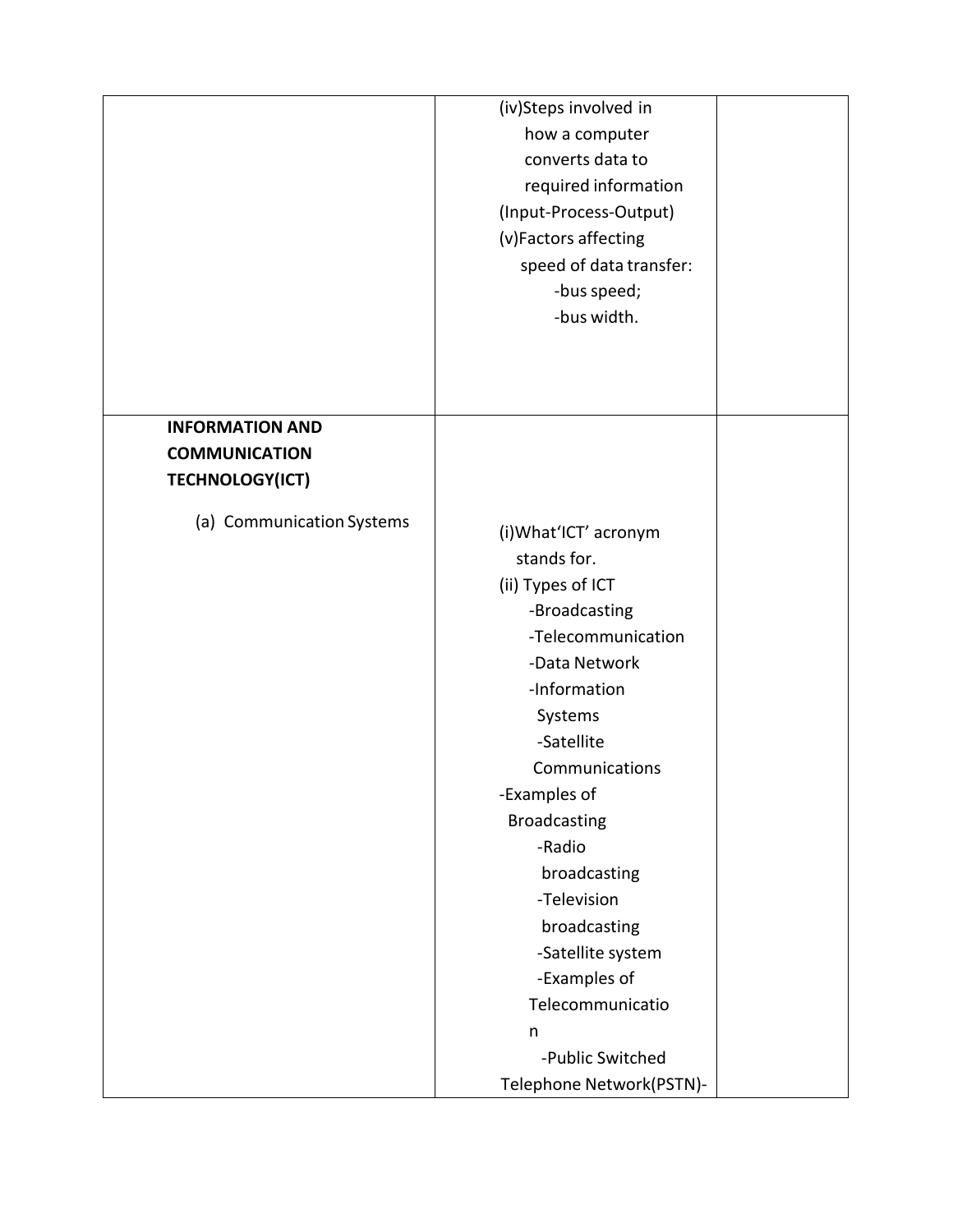| | | |
|---|---|---|
| | (iv)Steps involved in how a computer converts data to required information (Input-Process-Output)<br>(v)Factors affecting speed of data transfer:<br>-bus speed;<br>-bus width. | |
| **INFORMATION AND COMMUNICATION TECHNOLOGY(ICT)**<br><br>(a) Communication Systems | (i)What'ICT' acronym stands for.<br>(ii) Types of ICT<br>-Broadcasting<br>-Telecommunication<br>-Data Network<br>-Information Systems<br>-Satellite Communications<br>-Examples of Broadcasting<br>-Radio broadcasting<br>-Television broadcasting<br>-Satellite system<br>-Examples of Telecommunication<br>-Public Switched Telephone Network(PSTN)- | |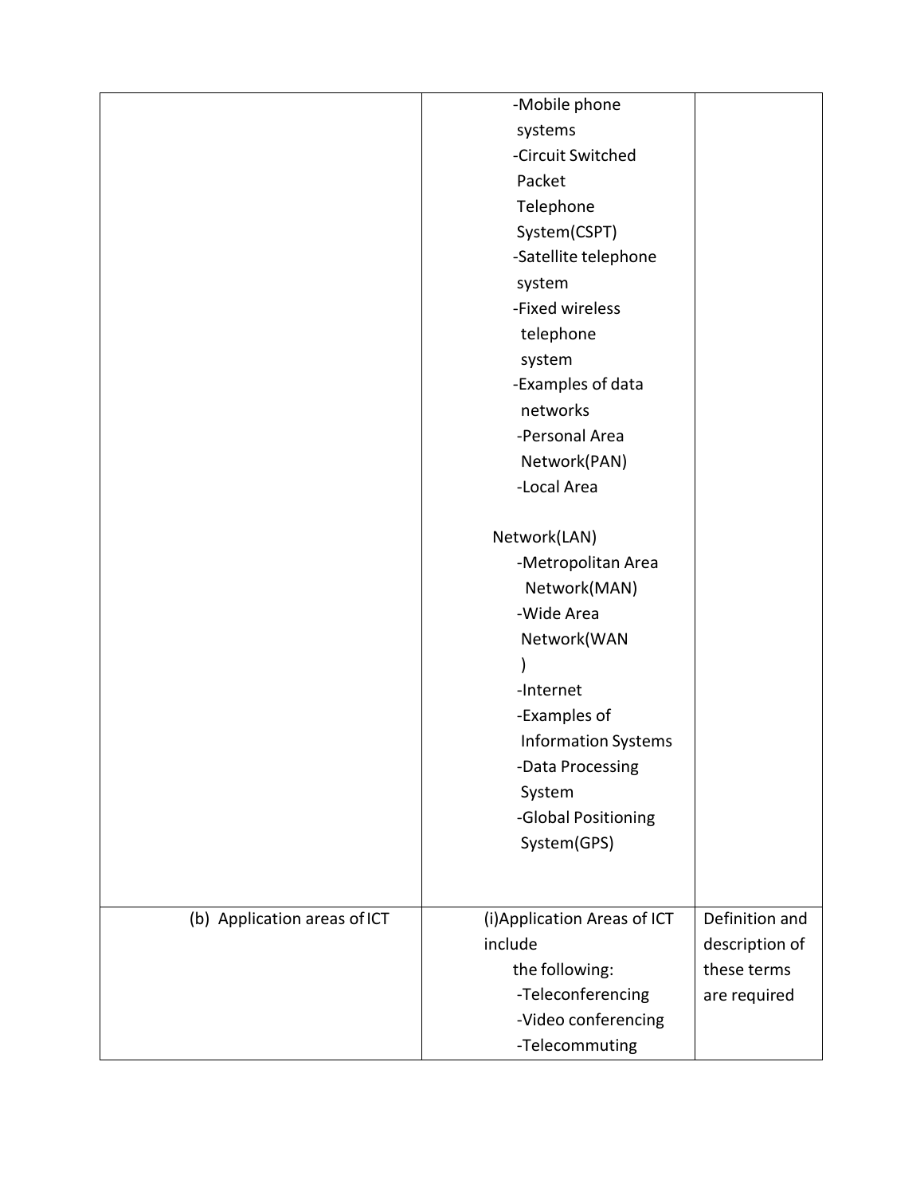| | | |
|---|---|---|
| | -Mobile phone systems<br>-Circuit Switched Packet Telephone System(CSPT)<br>-Satellite telephone system<br>-Fixed wireless telephone system<br>-Examples of data networks<br>-Personal Area Network(PAN)<br>-Local Area Network(LAN)<br>-Metropolitan Area Network(MAN)<br>-Wide Area Network(WAN)<br>-Internet<br>-Examples of Information Systems<br>-Data Processing System<br>-Global Positioning System(GPS) | |
| (b) Application areas of ICT | (i)Application Areas of ICT include the following:<br>-Teleconferencing<br>-Video conferencing<br>-Telecommuting | Definition and description of these terms are required |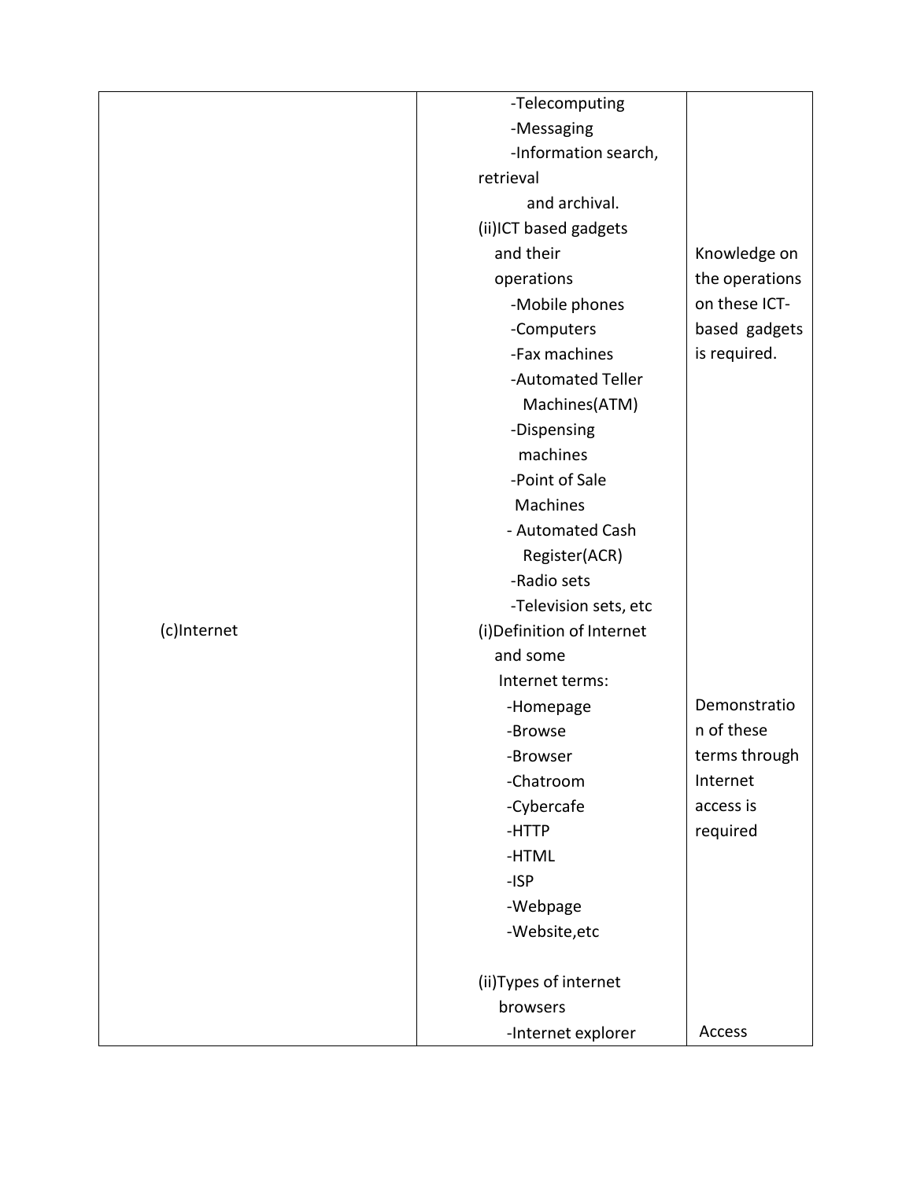| | | |
|---|---|---|
| | -Telecomputing<br>-Messaging<br>-Information search, retrieval and archival.<br>(ii)ICT based gadgets and their operations<br>-Mobile phones<br>-Computers<br>-Fax machines<br>-Automated Teller Machines(ATM)<br>-Dispensing machines<br>-Point of Sale Machines<br>- Automated Cash Register(ACR)<br>-Radio sets<br>-Television sets, etc | Knowledge on the operations on these ICT-based gadgets is required. |
| (c)Internet | (i)Definition of Internet and some Internet terms:<br>-Homepage<br>-Browse<br>-Browser<br>-Chatroom<br>-Cybercafe<br>-HTTP<br>-HTML<br>-ISP<br>-Webpage<br>-Website,etc<br><br>(ii)Types of internet browsers<br>-Internet explorer | Demonstration of these terms through Internet access is required<br><br><br><br><br>Access |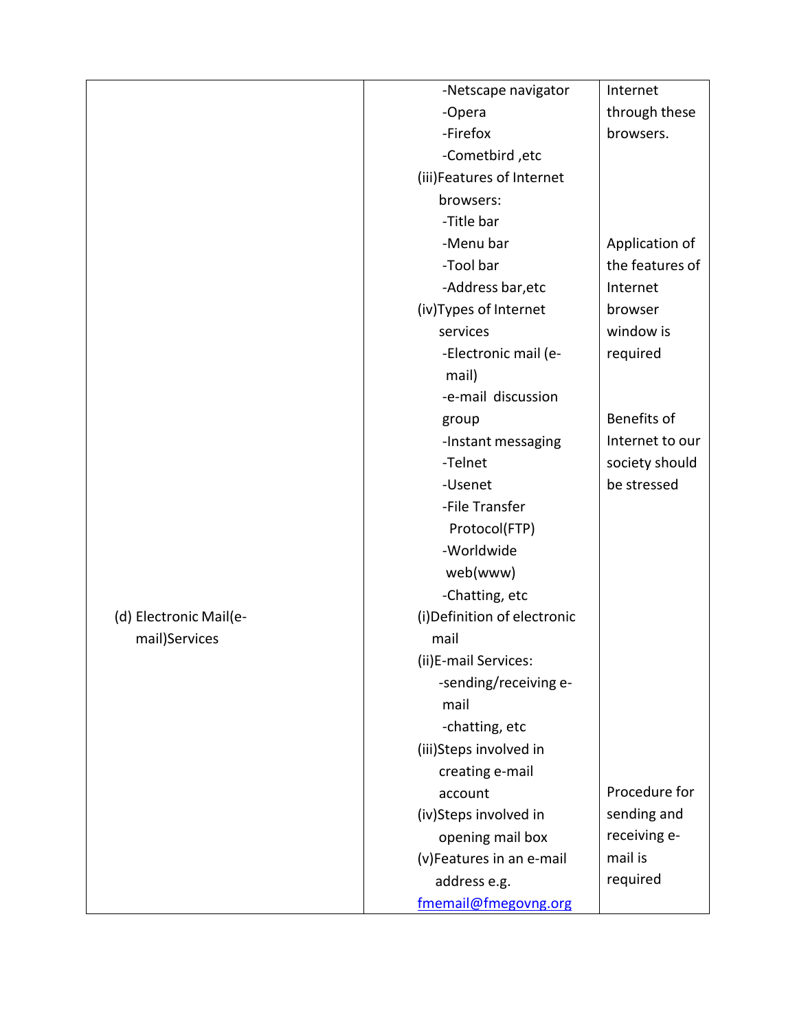| | | |
|---|---|---|
| | -Netscape navigator<br>-Opera<br>-Firefox<br>-Cometbird ,etc<br>(iii)Features of Internet browsers:<br>-Title bar<br>-Menu bar<br>-Tool bar<br>-Address bar,etc<br>(iv)Types of Internet services<br>-Electronic mail (e-mail)<br>-e-mail discussion group<br>-Instant messaging<br>-Telnet<br>-Usenet<br>-File Transfer Protocol(FTP)<br>-Worldwide web(www)<br>-Chatting, etc | Internet through these browsers.<br><br>Application of the features of Internet browser window is required<br><br>Benefits of Internet to our society should be stressed |
| (d) Electronic Mail(e-mail)Services | (i)Definition of electronic mail<br>(ii)E-mail Services:<br>-sending/receiving e-mail<br>-chatting, etc<br>(iii)Steps involved in creating e-mail account<br>(iv)Steps involved in opening mail box<br>(v)Features in an e-mail address e.g. fmemail@fmegovng.org | Procedure for sending and receiving e-mail is required |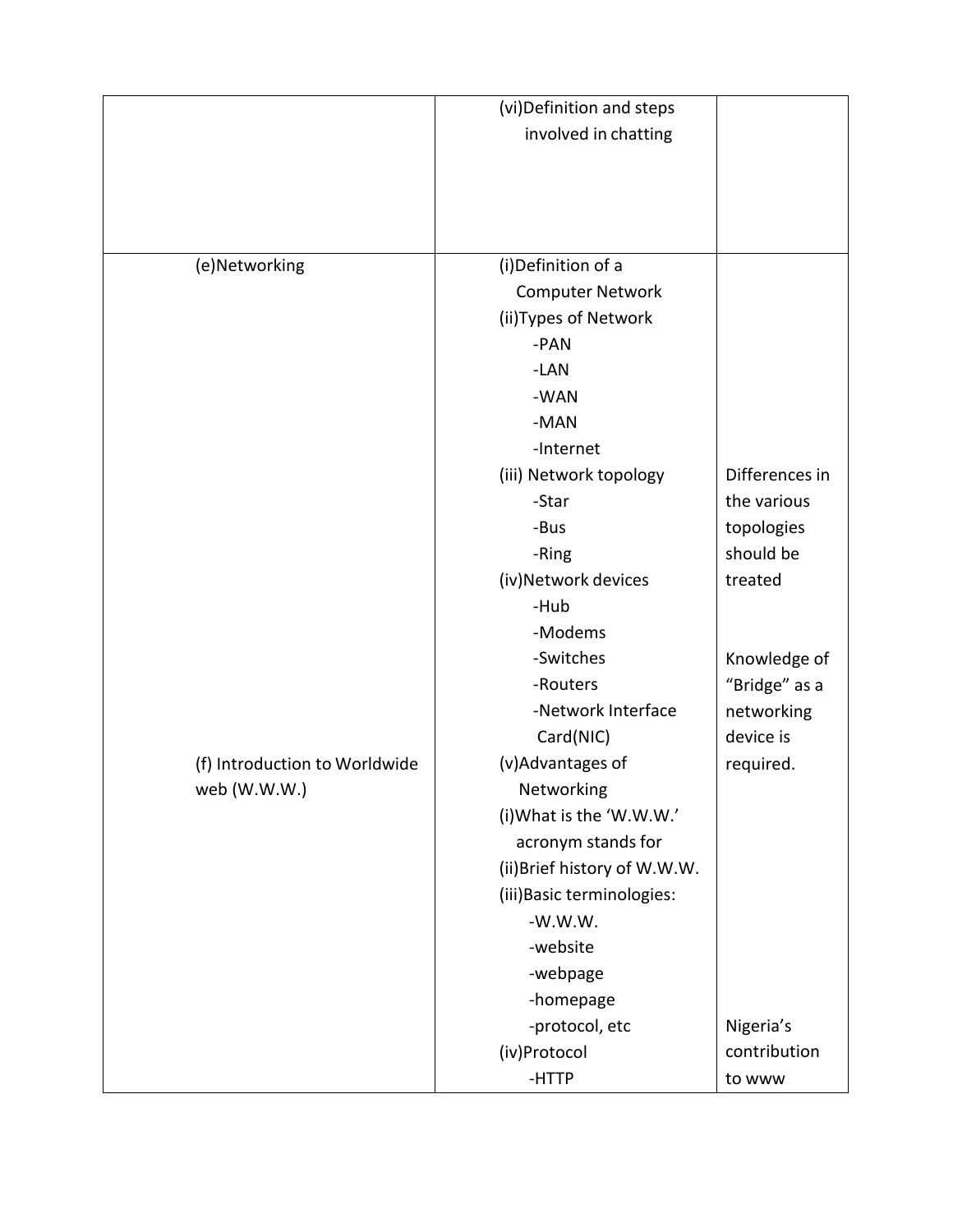| | | |
|---|---|---|
| | (vi)Definition and steps involved in chatting | |
| (e)Networking | (i)Definition of a Computer Network<br>(ii)Types of Network<br>-PAN<br>-LAN<br>-WAN<br>-MAN<br>-Internet<br>(iii) Network topology<br>-Star<br>-Bus<br>-Ring<br>(iv)Network devices<br>-Hub<br>-Modems<br>-Switches<br>-Routers<br>-Network Interface Card(NIC)<br>(v)Advantages of Networking | Differences in the various topologies should be treated<br><br>Knowledge of "Bridge" as a networking device is required. |
| (f) Introduction to Worldwide web (W.W.W.) | (i)What is the 'W.W.W.' acronym stands for<br>(ii)Brief history of W.W.W.<br>(iii)Basic terminologies:<br>-W.W.W.<br>-website<br>-webpage<br>-homepage<br>-protocol, etc<br>(iv)Protocol<br>-HTTP | Nigeria's contribution to www |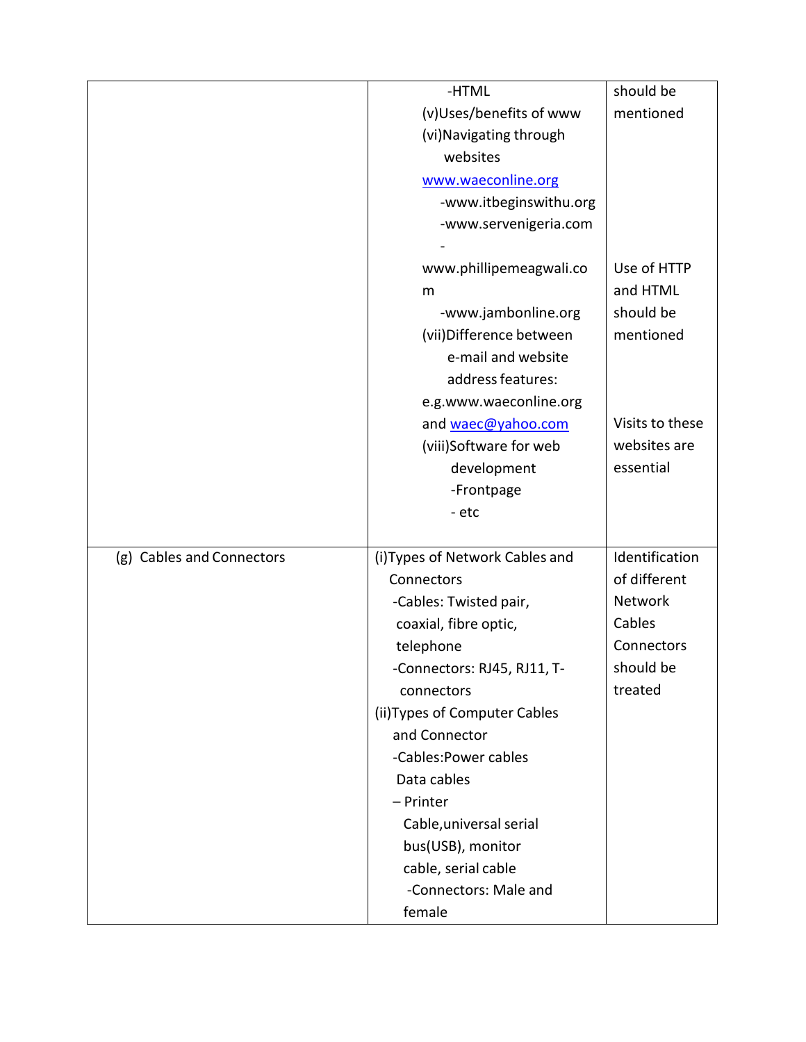| | | |
|---|---|---|
| | -HTML<br>(v)Uses/benefits of www<br>(vi)Navigating through websites<br>www.waeconline.org<br>-www.itbeginswithu.org<br>-www.servenigeria.com<br>-www.phillipemeagwali.com<br>-www.jambonline.org<br>(vii)Difference between e-mail and website address features:<br>e.g.www.waeconline.org and waec@yahoo.com<br>(viii)Software for web development<br>-Frontpage<br>- etc | should be mentioned<br><br>Use of HTTP and HTML should be mentioned<br><br>Visits to these websites are essential |
| (g) Cables and Connectors | (i)Types of Network Cables and Connectors<br>-Cables: Twisted pair, coaxial, fibre optic, telephone<br>-Connectors: RJ45, RJ11, T-connectors<br>(ii)Types of Computer Cables and Connector<br>-Cables:Power cables<br>Data cables<br>– Printer Cable,universal serial bus(USB), monitor cable, serial cable<br>-Connectors: Male and female | Identification of different Network Cables Connectors should be treated |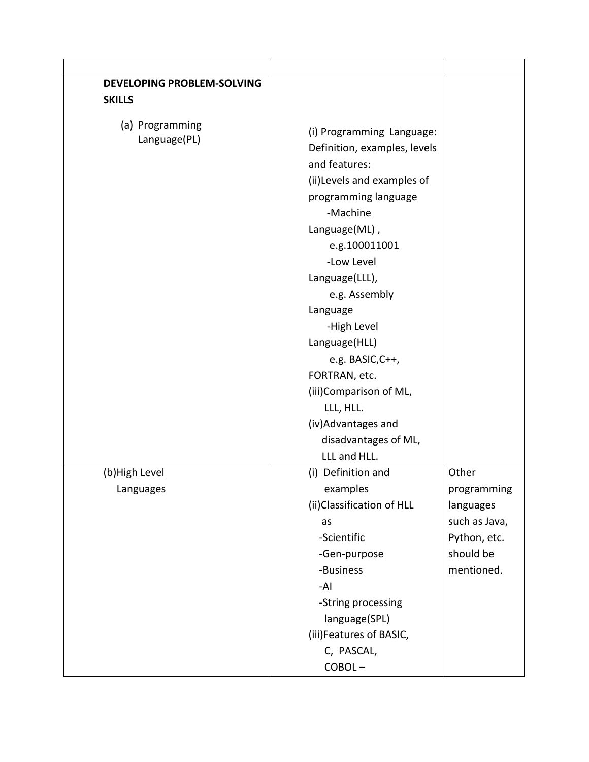| | | |
|---|---|---|
| **DEVELOPING PROBLEM-SOLVING SKILLS**<br><br>(a) Programming Language(PL) | (i) Programming Language: Definition, examples, levels and features:<br>(ii)Levels and examples of programming language<br>-Machine Language(ML) ,<br>e.g.100011001<br>-Low Level Language(LLL),<br>e.g. Assembly Language<br>-High Level Language(HLL)<br>e.g. BASIC,C++, FORTRAN, etc.<br>(iii)Comparison of ML, LLL, HLL.<br>(iv)Advantages and disadvantages of ML, LLL and HLL. | |
| (b)High Level Languages | (i) Definition and examples<br>(ii)Classification of HLL as<br>-Scientific<br>-Gen-purpose<br>-Business<br>-AI<br>-String processing language(SPL)<br>(iii)Features of BASIC, C, PASCAL, COBOL – | Other programming languages such as Java, Python, etc. should be mentioned. |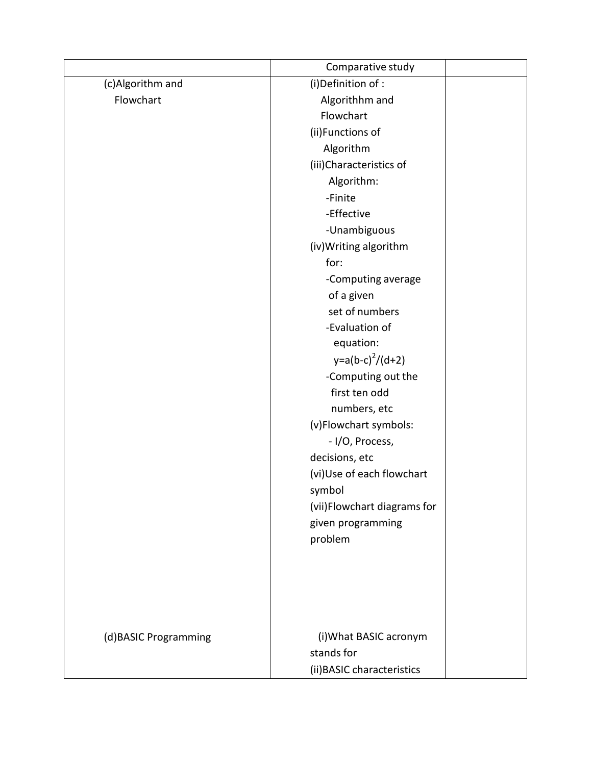| | Comparative study | |
|---|---|---|
| (c)Algorithm and Flowchart | (i)Definition of : Algorithhm and Flowchart<br>(ii)Functions of Algorithm<br>(iii)Characteristics of Algorithm:<br>-Finite<br>-Effective<br>-Unambiguous<br>(iv)Writing algorithm for:<br>-Computing average of a given set of numbers<br>-Evaluation of equation: $y=a(b-c)^2/(d+2)$<br>-Computing out the first ten odd numbers, etc<br>(v)Flowchart symbols:<br>- I/O, Process, decisions, etc<br>(vi)Use of each flowchart symbol<br>(vii)Flowchart diagrams for given programming problem | |
| (d)BASIC Programming | (i)What BASIC acronym stands for<br>(ii)BASIC characteristics | |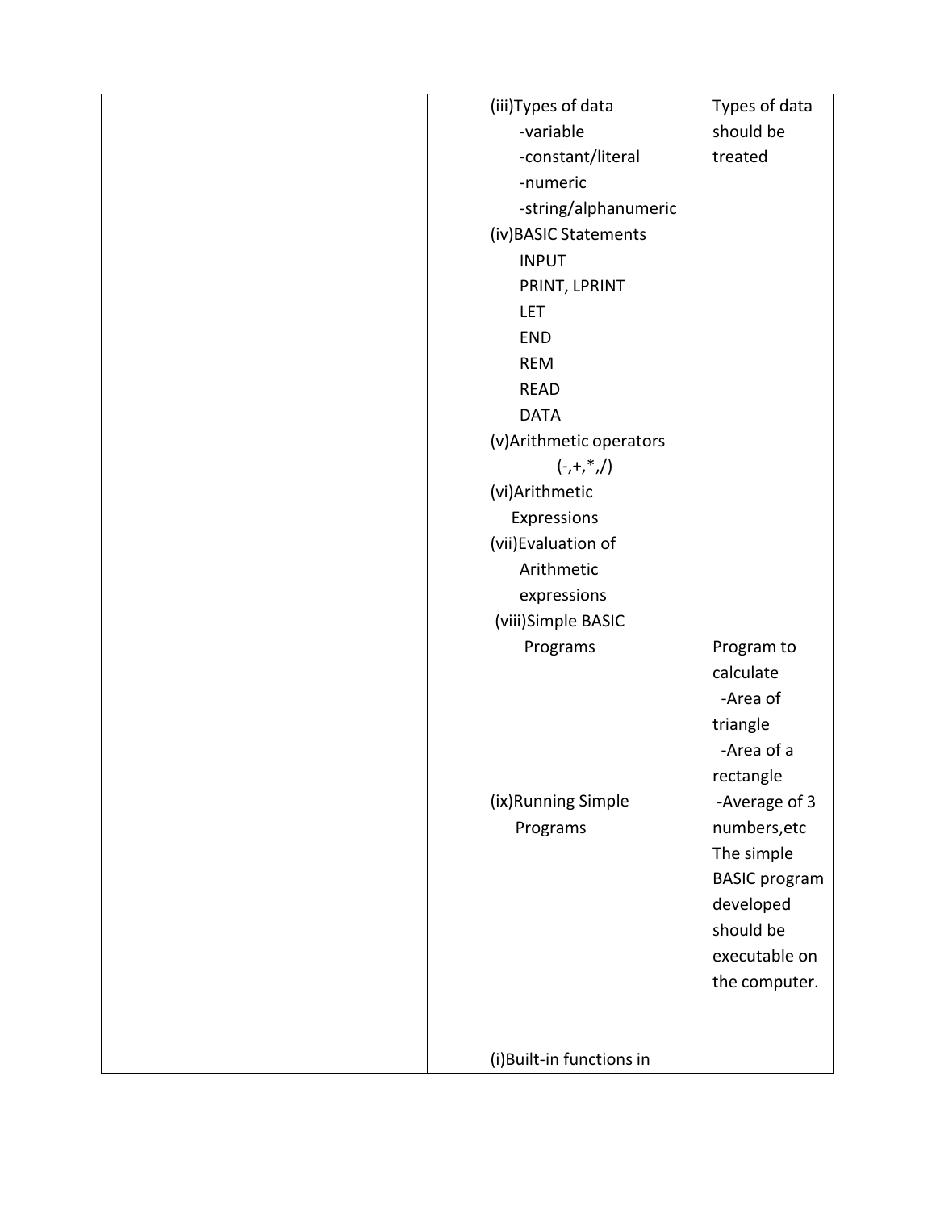| | | |
|---|---|---|
| | (iii)Types of data<br>-variable<br>-constant/literal<br>-numeric<br>-string/alphanumeric<br>(iv)BASIC Statements<br>INPUT<br>PRINT, LPRINT<br>LET<br>END<br>REM<br>READ<br>DATA<br>(v)Arithmetic operators<br>(-,+,*,/)<br>(vi)Arithmetic Expressions<br>(vii)Evaluation of Arithmetic expressions<br>(viii)Simple BASIC Programs<br><br><br><br><br>(ix)Running Simple Programs<br><br><br><br><br><br><br><br>(i)Built-in functions in | Types of data should be treated<br><br><br><br><br><br><br><br><br><br><br><br><br><br><br><br><br><br>Program to calculate<br>-Area of triangle<br>-Area of a rectangle<br>-Average of 3 numbers,etc<br>The simple BASIC program developed should be executable on the computer. |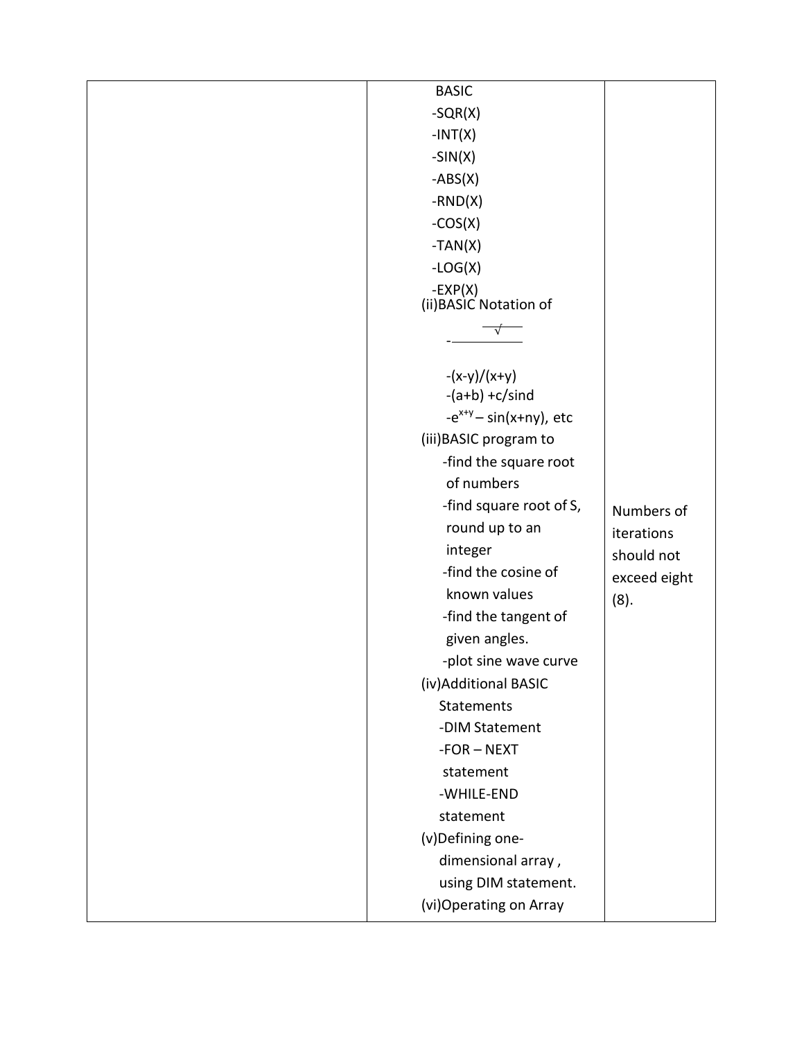| | | |
|---|---|---|
| | BASIC<br>-SQR(X)<br>-INT(X)<br>-SIN(X)<br>-ABS(X)<br>-RND(X)<br>-COS(X)<br>-TAN(X)<br>-LOG(X)<br>-EXP(X)<br>(ii)BASIC Notation of<br>- $\sqrt{\phantom{x}}$<br>-(x-y)/(x+y)<br>-(a+b) +c/sind<br>-$e^{x+y}$ – sin(x+ny), etc<br>(iii)BASIC program to<br>-find the square root of numbers<br>-find square root of S, round up to an integer<br>-find the cosine of known values<br>-find the tangent of given angles.<br>-plot sine wave curve<br>(iv)Additional BASIC Statements<br>-DIM Statement<br>-FOR – NEXT statement<br>-WHILE-END statement<br>(v)Defining one-dimensional array , using DIM statement.<br>(vi)Operating on Array | Numbers of iterations should not exceed eight (8). |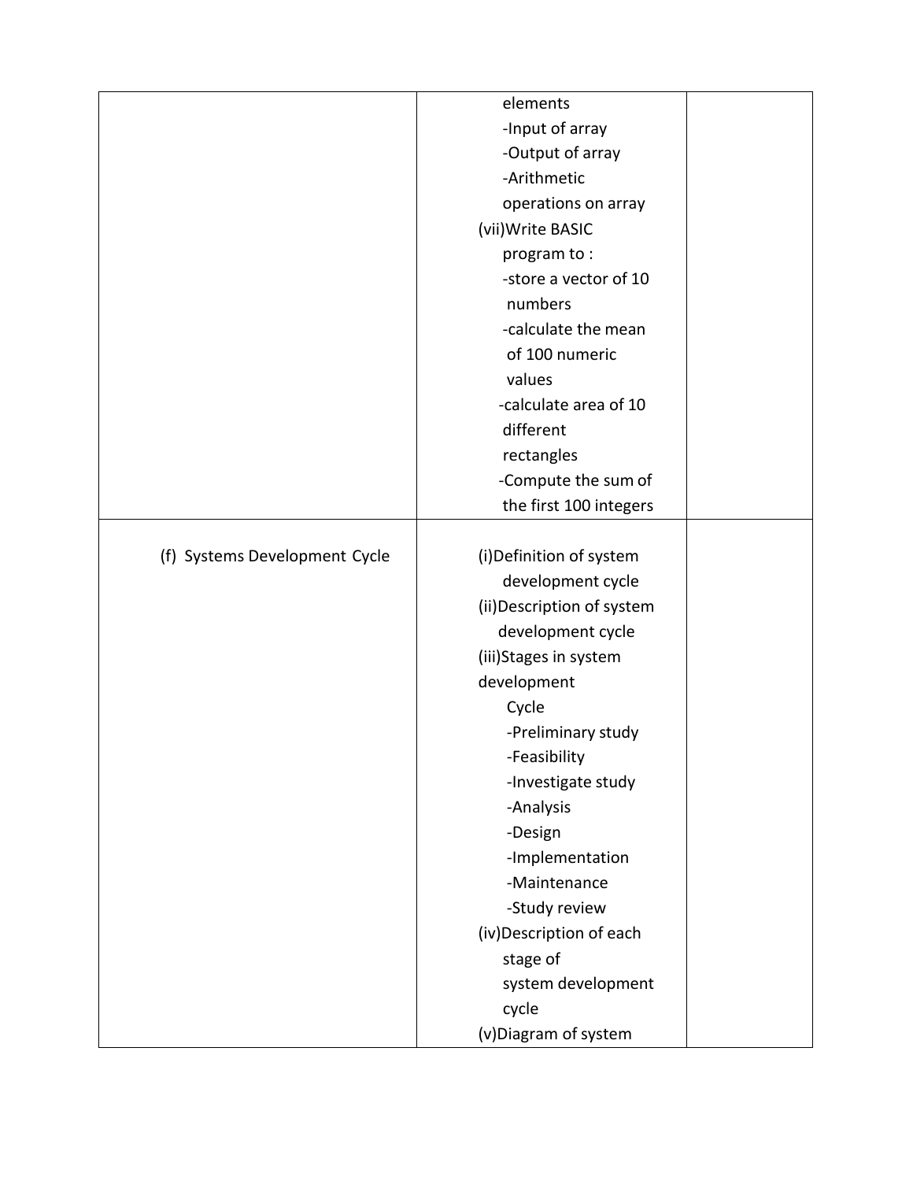| | | |
|---|---|---|
| | elements<br>-Input of array<br>-Output of array<br>-Arithmetic operations on array<br>(vii)Write BASIC program to :<br>-store a vector of 10 numbers<br>-calculate the mean of 100 numeric values<br>-calculate area of 10 different rectangles<br>-Compute the sum of the first 100 integers | |
| (f) Systems Development Cycle | (i)Definition of system development cycle<br>(ii)Description of system development cycle<br>(iii)Stages in system development Cycle<br>-Preliminary study<br>-Feasibility<br>-Investigate study<br>-Analysis<br>-Design<br>-Implementation<br>-Maintenance<br>-Study review<br>(iv)Description of each stage of system development cycle<br>(v)Diagram of system | |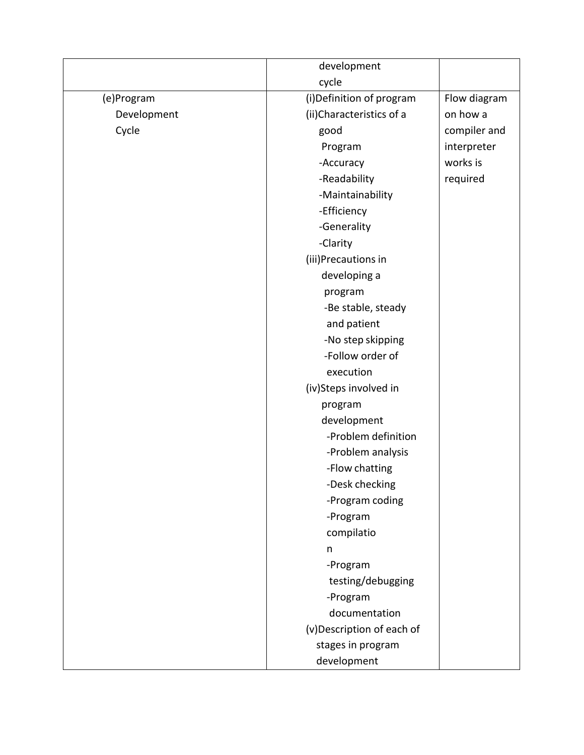| | | |
|---|---|---|
| | development cycle | |
| (e)Program Development Cycle | (i)Definition of program<br>(ii)Characteristics of a good Program<br>-Accuracy<br>-Readability<br>-Maintainability<br>-Efficiency<br>-Generality<br>-Clarity<br>(iii)Precautions in developing a program<br>-Be stable, steady and patient<br>-No step skipping<br>-Follow order of execution<br>(iv)Steps involved in program development<br>-Problem definition<br>-Problem analysis<br>-Flow chatting<br>-Desk checking<br>-Program coding<br>-Program compilation<br>-Program testing/debugging<br>-Program documentation<br>(v)Description of each of stages in program development | Flow diagram on how a compiler and interpreter works is required |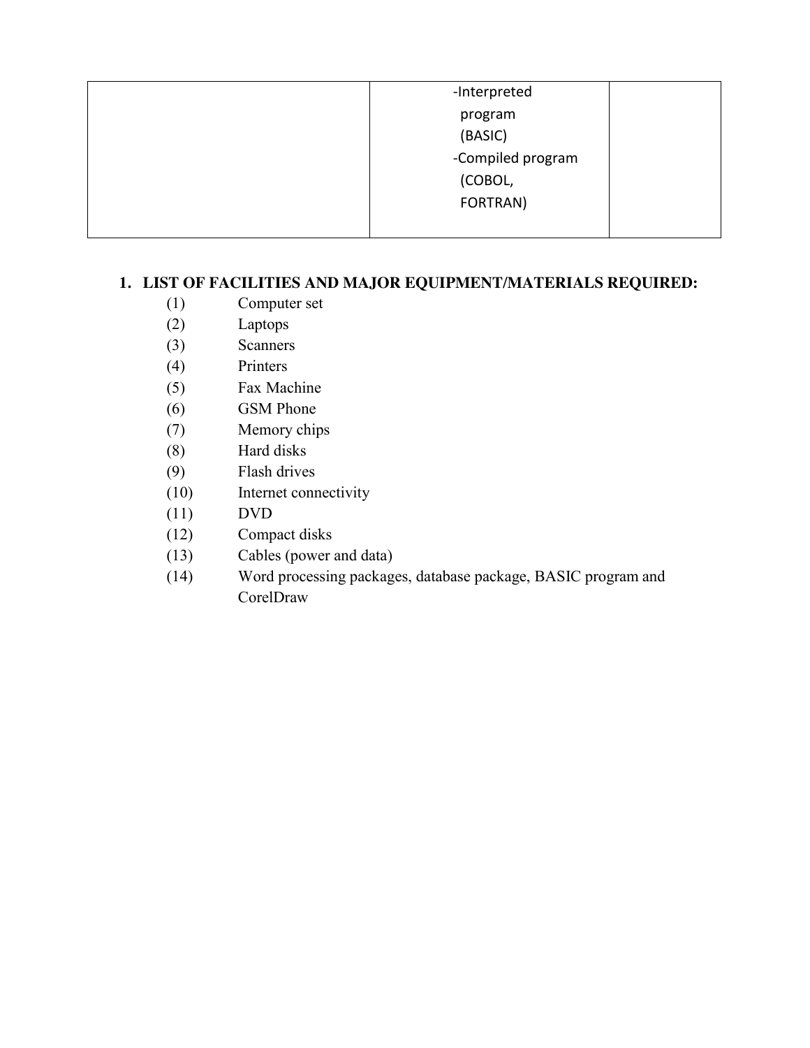| | | |
|---|---|---|
| | -Interpreted program (BASIC)<br>-Compiled program (COBOL, FORTRAN) | |

## 1. LIST OF FACILITIES AND MAJOR EQUIPMENT/MATERIALS REQUIRED:

(1) Computer set
(2) Laptops
(3) Scanners
(4) Printers
(5) Fax Machine
(6) GSM Phone
(7) Memory chips
(8) Hard disks
(9) Flash drives
(10) Internet connectivity
(11) DVD
(12) Compact disks
(13) Cables (power and data)
(14) Word processing packages, database package, BASIC program and CorelDraw